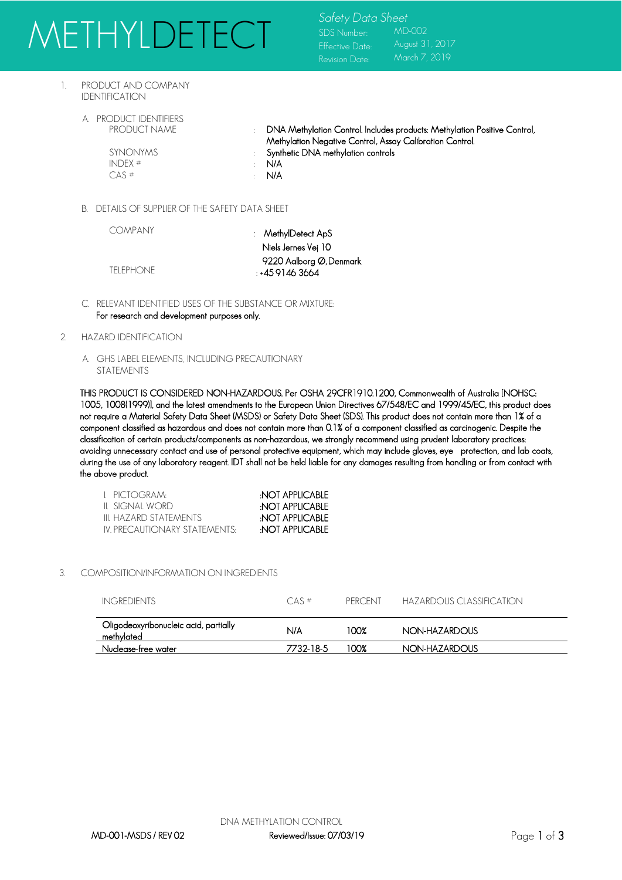# METHYLDETECT

*Safety Data Sheet*

| | |
|---|---|
| SDS Number: | MD-002 |
| Effective Date: | August 31, 2017 |
| Revision Date: | March 7, 2019 |

## 1. PRODUCT AND COMPANY IDENTIFICATION

### A. PRODUCT IDENTIFIERS

| | | |
|---|---|---|
| PRODUCT NAME | : | DNA Methylation Control. Includes products: Methylation Positive Control, Methylation Negative Control, Assay Calibration Control. |
| SYNONYMS | : | Synthetic DNA methylation controls |
| INDEX # | : | N/A |
| CAS # | : | N/A |

### B. DETAILS OF SUPPLIER OF THE SAFETY DATA SHEET

| | | |
|---|---|---|
| COMPANY | : | MethylDetect ApS<br>Niels Jernes Vej 10<br>9220 Aalborg Ø, Denmark |
| TELEPHONE | : | +45 9146 3664 |

### C. RELEVANT IDENTIFIED USES OF THE SUBSTANCE OR MIXTURE:

For research and development purposes only.

## 2. HAZARD IDENTIFICATION

### A. GHS LABEL ELEMENTS, INCLUDING PRECAUTIONARY STATEMENTS

THIS PRODUCT IS CONSIDERED NON-HAZARDOUS. Per OSHA 29CFR1910.1200, Commonwealth of Australia [NOHSC: 1005, 1008(1999)], and the latest amendments to the European Union Directives 67/548/EC and 1999/45/EC, this product does not require a Material Safety Data Sheet (MSDS) or Safety Data Sheet (SDS). This product does not contain more than 1% of a component classified as hazardous and does not contain more than 0.1% of a component classified as carcinogenic. Despite the classification of certain products/components as non-hazardous, we strongly recommend using prudent laboratory practices: avoiding unnecessary contact and use of personal protective equipment, which may include gloves, eye protection, and lab coats, during the use of any laboratory reagent. IDT shall not be held liable for any damages resulting from handling or from contact with the above product.

| | |
|---|---|
| I. PICTOGRAM: | :NOT APPLICABLE |
| II. SIGNAL WORD | :NOT APPLICABLE |
| III. HAZARD STATEMENTS | :NOT APPLICABLE |
| IV. PRECAUTIONARY STATEMENTS: | :NOT APPLICABLE |

## 3. COMPOSITION/INFORMATION ON INGREDIENTS

| INGREDIENTS | CAS # | PERCENT | HAZARDOUS CLASSIFICATION |
|---|---|---|---|
| Oligodeoxyribonucleic acid, partially methylated | N/A | 100% | NON-HAZARDOUS |
| Nuclease-free water | 7732-18-5 | 100% | NON-HAZARDOUS |

DNA METHYLATION CONTROL

MD-001-MSDS / REV 02 Reviewed/Issue: 07/03/19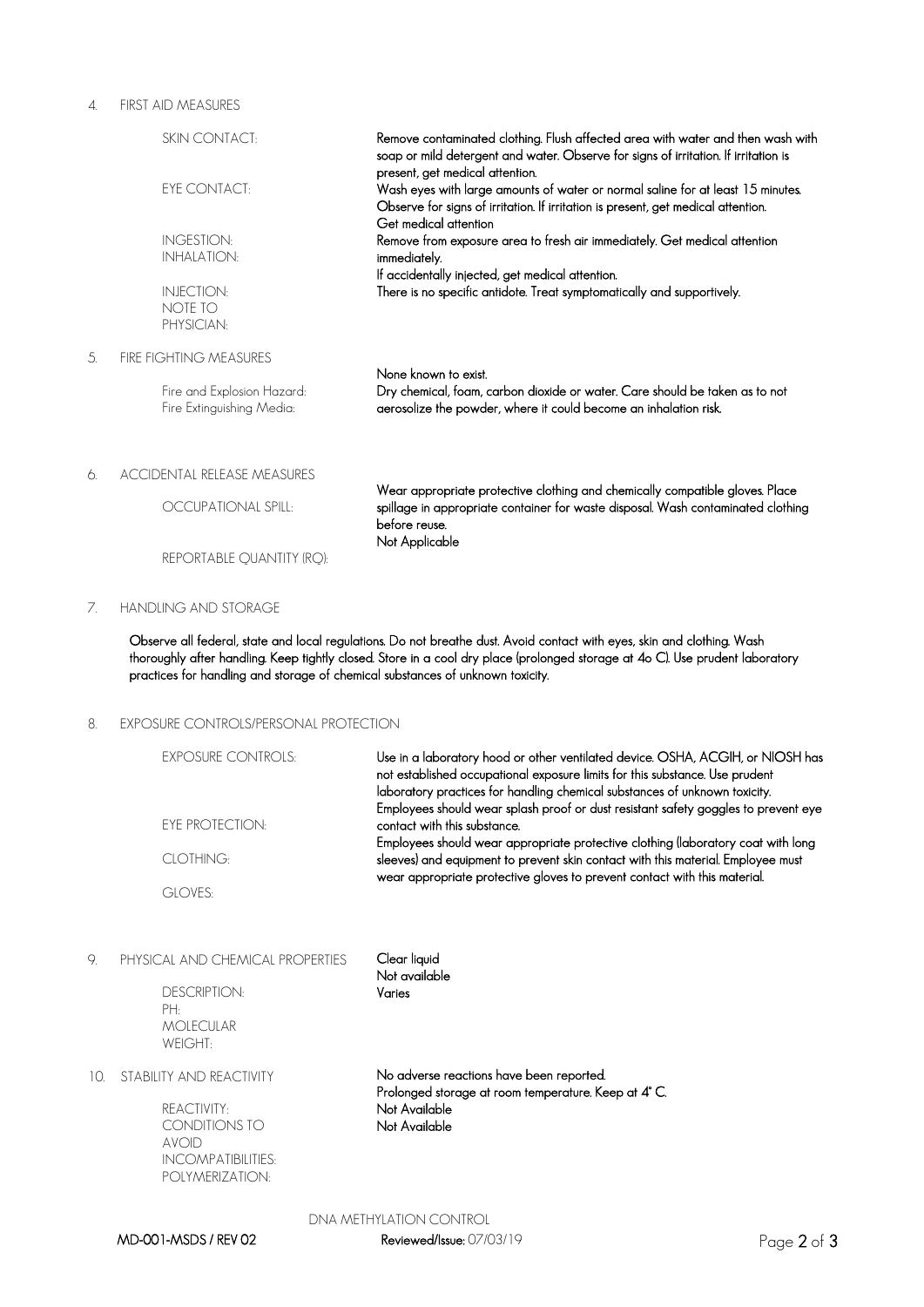## 4. FIRST AID MEASURES

| | |
|---|---|
| SKIN CONTACT: | Remove contaminated clothing. Flush affected area with water and then wash with soap or mild detergent and water. Observe for signs of irritation. If irritation is present, get medical attention. |
| EYE CONTACT: | Wash eyes with large amounts of water or normal saline for at least 15 minutes. Observe for signs of irritation. If irritation is present, get medical attention. |
| INGESTION: | Get medical attention |
| INHALATION: | Remove from exposure area to fresh air immediately. Get medical attention immediately. |
| INJECTION: | If accidentally injected, get medical attention. |
| NOTE TO PHYSICIAN: | There is no specific antidote. Treat symptomatically and supportively. |

## 5. FIRE FIGHTING MEASURES

| | |
|---|---|
| Fire and Explosion Hazard: | None known to exist. |
| Fire Extinguishing Media: | Dry chemical, foam, carbon dioxide or water. Care should be taken as to not aerosolize the powder, where it could become an inhalation risk. |

## 6. ACCIDENTAL RELEASE MEASURES

| | |
|---|---|
| OCCUPATIONAL SPILL: | Wear appropriate protective clothing and chemically compatible gloves. Place spillage in appropriate container for waste disposal. Wash contaminated clothing before reuse. |
| REPORTABLE QUANTITY (RQ): | Not Applicable |

## 7. HANDLING AND STORAGE

Observe all federal, state and local regulations. Do not breathe dust. Avoid contact with eyes, skin and clothing. Wash thoroughly after handling. Keep tightly closed. Store in a cool dry place (prolonged storage at 4o C). Use prudent laboratory practices for handling and storage of chemical substances of unknown toxicity.

## 8. EXPOSURE CONTROLS/PERSONAL PROTECTION

| | |
|---|---|
| EXPOSURE CONTROLS: | Use in a laboratory hood or other ventilated device. OSHA, ACGIH, or NIOSH has not established occupational exposure limits for this substance. Use prudent laboratory practices for handling chemical substances of unknown toxicity. |
| EYE PROTECTION: | Employees should wear splash proof or dust resistant safety goggles to prevent eye contact with this substance. |
| CLOTHING: | Employees should wear appropriate protective clothing (laboratory coat with long sleeves) and equipment to prevent skin contact with this material. |
| GLOVES: | Employee must wear appropriate protective gloves to prevent contact with this material. |

## 9. PHYSICAL AND CHEMICAL PROPERTIES

| | |
|---|---|
| DESCRIPTION: | Clear liquid |
| PH: | Not available |
| MOLECULAR WEIGHT: | Varies |

## 10. STABILITY AND REACTIVITY

| | |
|---|---|
| REACTIVITY: | No adverse reactions have been reported. |
| CONDITIONS TO AVOID | Prolonged storage at room temperature. Keep at 4° C. |
| INCOMPATIBILITIES: | Not Available |
| POLYMERIZATION: | Not Available |

DNA METHYLATION CONTROL

MD-001-MSDS / REV 02 Reviewed/Issue: 07/03/19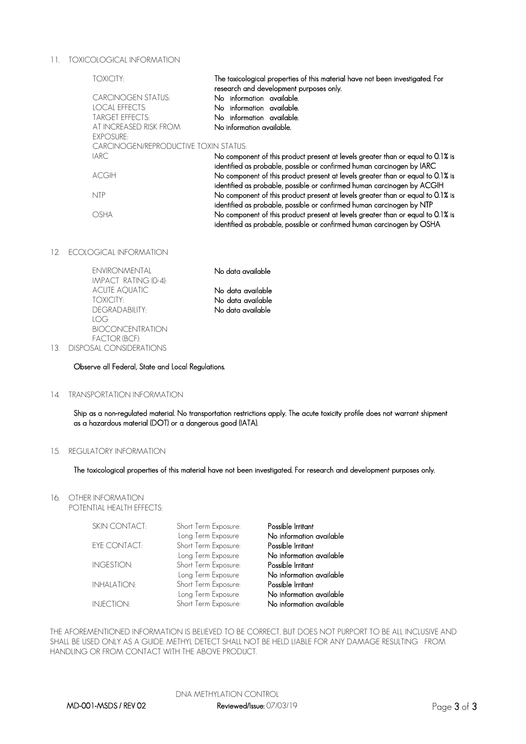## 11. TOXICOLOGICAL INFORMATION

| | |
|---|---|
| TOXICITY: | The toxicological properties of this material have not been investigated. For research and development purposes only. |
| CARCINOGEN STATUS: | No information available. |
| LOCAL EFFECTS: | No information available. |
| TARGET EFFECTS: | No information available. |
| AT INCREASED RISK FROM EXPOSURE: | No information available. |
| CARCINOGEN/REPRODUCTIVE TOXIN STATUS: | |
| IARC | No component of this product present at levels greater than or equal to 0.1% is identified as probable, possible or confirmed human carcinogen by IARC |
| ACGIH | No component of this product present at levels greater than or equal to 0.1% is identified as probable, possible or confirmed human carcinogen by ACGIH |
| NTP | No component of this product present at levels greater than or equal to 0.1% is identified as probable, possible or confirmed human carcinogen by NTP |
| OSHA | No component of this product present at levels greater than or equal to 0.1% is identified as probable, possible or confirmed human carcinogen by OSHA |

## 12. ECOLOGICAL INFORMATION

| | |
|---|---|
| ENVIRONMENTAL IMPACT RATING (0-4): | No data available |
| ACUTE AQUATIC TOXICITY: | No data available |
| DEGRADABILITY: | No data available |
| LOG BIOCONCENTRATION FACTOR (BCF): | No data available |

## 13. DISPOSAL CONSIDERATIONS

**Observe all Federal, State and Local Regulations.**

## 14. TRANSPORTATION INFORMATION

**Ship as a non-regulated material. No transportation restrictions apply. The acute toxicity profile does not warrant shipment as a hazardous material (DOT) or a dangerous good (IATA).**

## 15. REGULATORY INFORMATION

**The toxicological properties of this material have not been investigated. For research and development purposes only.**

## 16. OTHER INFORMATION

POTENTIAL HEALTH EFFECTS:

| | | |
|---|---|---|
| SKIN CONTACT: | Short Term Exposure: | Possible Irritant |
| | Long Term Exposure | No information available |
| EYE CONTACT: | Short Term Exposure: | Possible Irritant |
| | Long Term Exposure | No information available |
| INGESTION: | Short Term Exposure: | Possible Irritant |
| | Long Term Exposure | No information available |
| INHALATION: | Short Term Exposure: | Possible Irritant |
| | Long Term Exposure | No information available |
| INJECTION: | Short Term Exposure: | No information available |

THE AFOREMENTIONED INFORMATION IS BELIEVED TO BE CORRECT, BUT DOES NOT PURPORT TO BE ALL INCLUSIVE AND SHALL BE USED ONLY AS A GUIDE. METHYL DETECT SHALL NOT BE HELD LIABLE FOR ANY DAMAGE RESULTING FROM HANDLING OR FROM CONTACT WITH THE ABOVE PRODUCT.